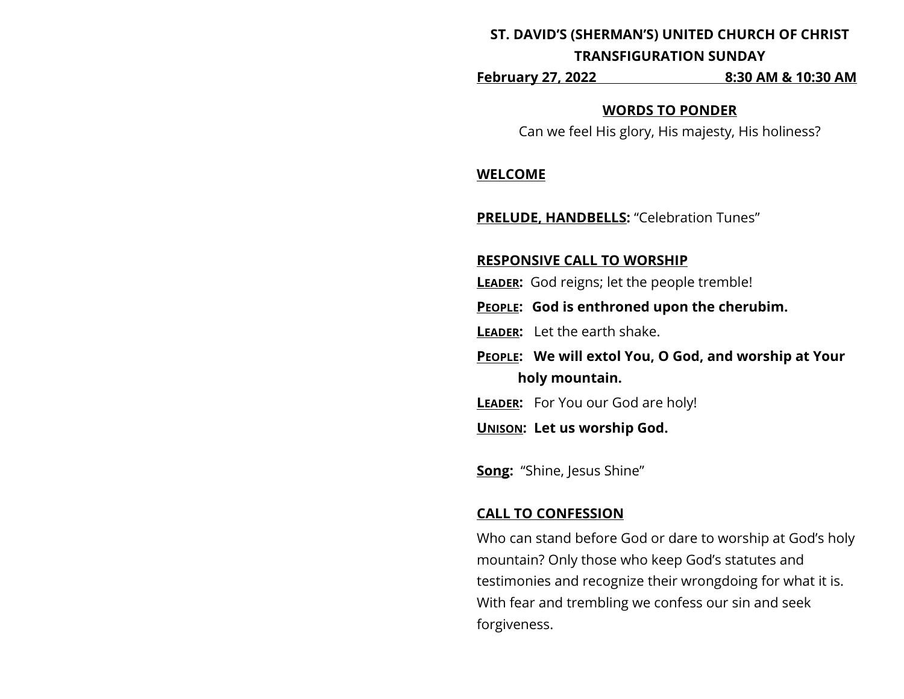**ST. DAVID'S (SHERMAN'S) UNITED CHURCH OF CHRIST**

**TRANSFIGURATION SUNDAY**

**February 27, 2022 8:30 AM & 10:30 AM**

**WORDS TO PONDER**

Can we feel His glory, His majesty, His holiness?

**WELCOME**

**PRELUDE, HANDBELLS:** "Celebration Tunes"

**RESPONSIVE CALL TO WORSHIP**

**LEADER:** God reigns; let the people tremble!

**PEOPLE: God is enthroned upon the cherubim.**

**LEADER:** Let the earth shake.

**PEOPLE: We will extol You, O God, and worship at Your holy mountain.**

**LEADER:** For You our God are holy!

**UNISON: Let us worship God.**

**Song:** "Shine, Jesus Shine"

**CALL TO CONFESSION**

Who can stand before God or dare to worship at God's holy mountain? Only those who keep God's statutes and testimonies and recognize their wrongdoing for what it is. With fear and trembling we confess our sin and seek forgiveness.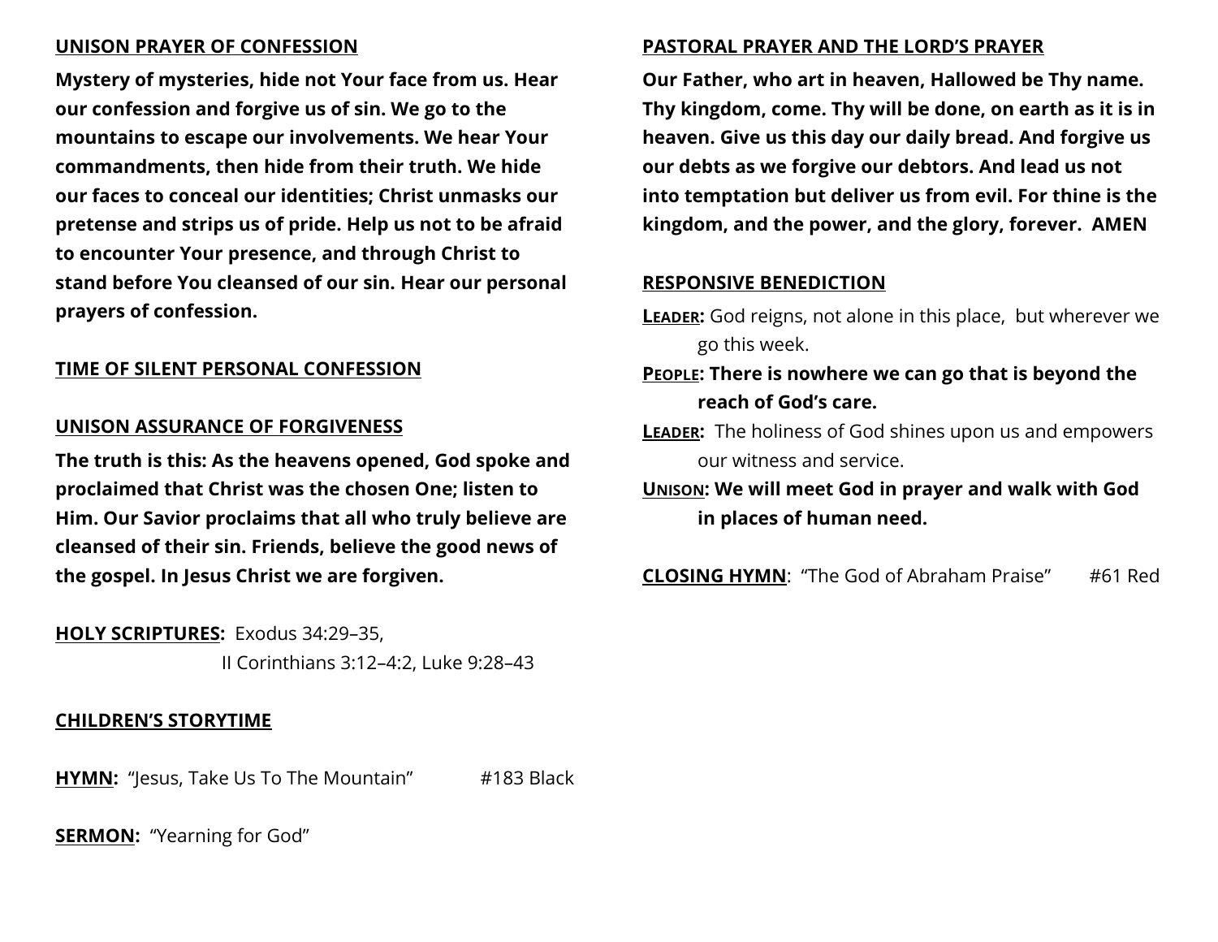**UNISON PRAYER OF CONFESSION**

**Mystery of mysteries, hide not Your face from us. Hear our confession and forgive us of sin. We go to the mountains to escape our involvements. We hear Your commandments, then hide from their truth. We hide our faces to conceal our identities; Christ unmasks our pretense and strips us of pride. Help us not to be afraid to encounter Your presence, and through Christ to stand before You cleansed of our sin. Hear our personal prayers of confession.**

**TIME OF SILENT PERSONAL CONFESSION**

**UNISON ASSURANCE OF FORGIVENESS**

**The truth is this: As the heavens opened, God spoke and proclaimed that Christ was the chosen One; listen to Him. Our Savior proclaims that all who truly believe are cleansed of their sin. Friends, believe the good news of the gospel. In Jesus Christ we are forgiven.**

**HOLY SCRIPTURES:** Exodus 34:29–35,
II Corinthians 3:12–4:2, Luke 9:28–43

**CHILDREN'S STORYTIME**

**HYMN:** "Jesus, Take Us To The Mountain" #183 Black

**SERMON:** "Yearning for God"

**PASTORAL PRAYER AND THE LORD'S PRAYER**

**Our Father, who art in heaven, Hallowed be Thy name. Thy kingdom, come. Thy will be done, on earth as it is in heaven. Give us this day our daily bread. And forgive us our debts as we forgive our debtors. And lead us not into temptation but deliver us from evil. For thine is the kingdom, and the power, and the glory, forever. AMEN**

**RESPONSIVE BENEDICTION**

**LEADER:** God reigns, not alone in this place, but wherever we go this week.

**PEOPLE: There is nowhere we can go that is beyond the reach of God's care.**

**LEADER:** The holiness of God shines upon us and empowers our witness and service.

**UNISON: We will meet God in prayer and walk with God in places of human need.**

**CLOSING HYMN**: "The God of Abraham Praise" #61 Red